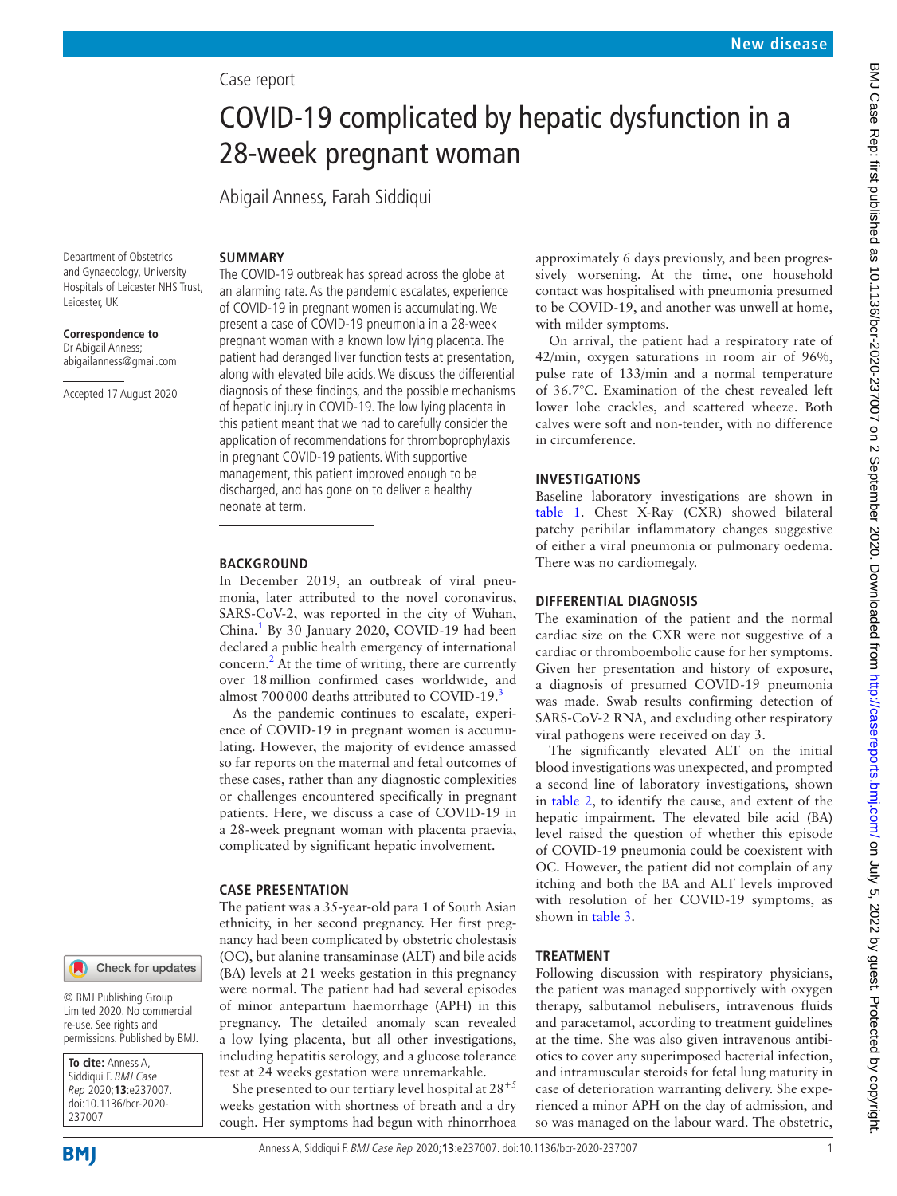Case report

# COVID-19 complicated by hepatic dysfunction in a 28-week pregnant woman

Abigail Anness, Farah Siddiqui

Department of Obstetrics and Gynaecology, University Hospitals of Leicester NHS Trust, Leicester, UK

**Correspondence to** Dr Abigail Anness; abigailanness@gmail.com

Accepted 17 August 2020

© BMJ Publishing Group Limited 2020. No commercial re-use. See rights and permissions. Published by BMJ.

**To cite:** Anness A, Siddiqui F. *BMJ Case Rep* 2020;**13**:e237007. doi:10.1136/bcr-2020-237007

## SUMMARY

The COVID-19 outbreak has spread across the globe at an alarming rate. As the pandemic escalates, experience of COVID-19 in pregnant women is accumulating. We present a case of COVID-19 pneumonia in a 28-week pregnant woman with a known low lying placenta. The patient had deranged liver function tests at presentation, along with elevated bile acids. We discuss the differential diagnosis of these findings, and the possible mechanisms of hepatic injury in COVID-19. The low lying placenta in this patient meant that we had to carefully consider the application of recommendations for thromboprophylaxis in pregnant COVID-19 patients. With supportive management, this patient improved enough to be discharged, and has gone on to deliver a healthy neonate at term.

## BACKGROUND

In December 2019, an outbreak of viral pneumonia, later attributed to the novel coronavirus, SARS-CoV-2, was reported in the city of Wuhan, China.[1] By 30 January 2020, COVID-19 had been declared a public health emergency of international concern.[2] At the time of writing, there are currently over 18 million confirmed cases worldwide, and almost 700 000 deaths attributed to COVID-19.[3]

As the pandemic continues to escalate, experience of COVID-19 in pregnant women is accumulating. However, the majority of evidence amassed so far reports on the maternal and fetal outcomes of these cases, rather than any diagnostic complexities or challenges encountered specifically in pregnant patients. Here, we discuss a case of COVID-19 in a 28-week pregnant woman with placenta praevia, complicated by significant hepatic involvement.

## CASE PRESENTATION

The patient was a 35-year-old para 1 of South Asian ethnicity, in her second pregnancy. Her first pregnancy had been complicated by obstetric cholestasis (OC), but alanine transaminase (ALT) and bile acids (BA) levels at 21 weeks gestation in this pregnancy were normal. The patient had had several episodes of minor antepartum haemorrhage (APH) in this pregnancy. The detailed anomaly scan revealed a low lying placenta, but all other investigations, including hepatitis serology, and a glucose tolerance test at 24 weeks gestation were unremarkable.

She presented to our tertiary level hospital at $28^{+5}$ weeks gestation with shortness of breath and a dry cough. Her symptoms had begun with rhinorrhoea approximately 6 days previously, and been progressively worsening. At the time, one household contact was hospitalised with pneumonia presumed to be COVID-19, and another was unwell at home, with milder symptoms.

On arrival, the patient had a respiratory rate of 42/min, oxygen saturations in room air of 96%, pulse rate of 133/min and a normal temperature of 36.7°C. Examination of the chest revealed left lower lobe crackles, and scattered wheeze. Both calves were soft and non-tender, with no difference in circumference.

## INVESTIGATIONS

Baseline laboratory investigations are shown in table 1. Chest X-Ray (CXR) showed bilateral patchy perihilar inflammatory changes suggestive of either a viral pneumonia or pulmonary oedema. There was no cardiomegaly.

## DIFFERENTIAL DIAGNOSIS

The examination of the patient and the normal cardiac size on the CXR were not suggestive of a cardiac or thromboembolic cause for her symptoms. Given her presentation and history of exposure, a diagnosis of presumed COVID-19 pneumonia was made. Swab results confirming detection of SARS-CoV-2 RNA, and excluding other respiratory viral pathogens were received on day 3.

The significantly elevated ALT on the initial blood investigations was unexpected, and prompted a second line of laboratory investigations, shown in table 2, to identify the cause, and extent of the hepatic impairment. The elevated bile acid (BA) level raised the question of whether this episode of COVID-19 pneumonia could be coexistent with OC. However, the patient did not complain of any itching and both the BA and ALT levels improved with resolution of her COVID-19 symptoms, as shown in table 3.

## TREATMENT

Following discussion with respiratory physicians, the patient was managed supportively with oxygen therapy, salbutamol nebulisers, intravenous fluids and paracetamol, according to treatment guidelines at the time. She was also given intravenous antibiotics to cover any superimposed bacterial infection, and intramuscular steroids for fetal lung maturity in case of deterioration warranting delivery. She experienced a minor APH on the day of admission, and so was managed on the labour ward. The obstetric,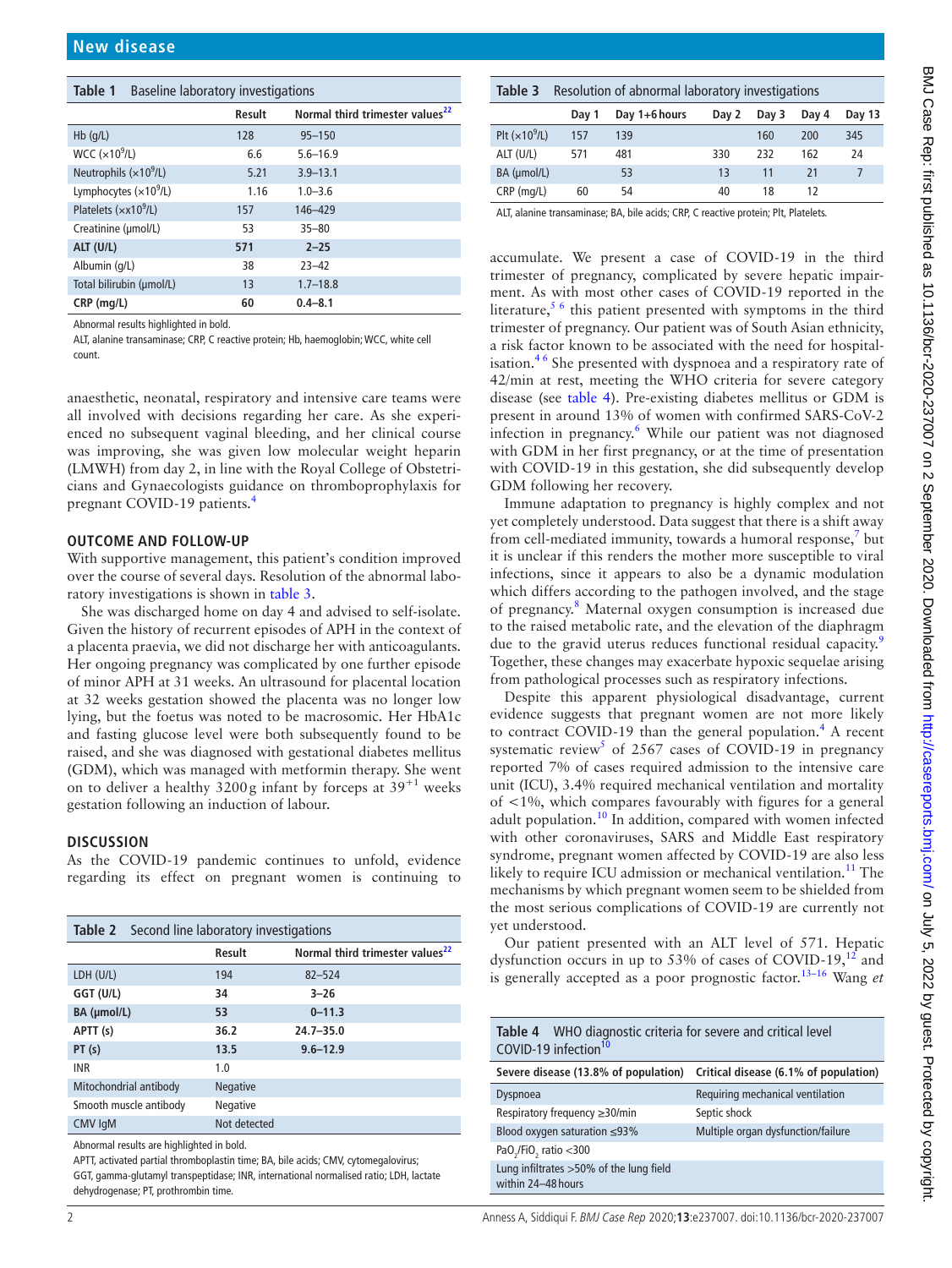**Table 1** Baseline laboratory investigations

| | Result | Normal third trimester values[22] |
|---|---|---|
| Hb (g/L) | 128 | 95–150 |
| WCC ($\times10^9$/L) | 6.6 | 5.6–16.9 |
| Neutrophils ($\times10^9$/L) | 5.21 | 3.9–13.1 |
| Lymphocytes ($\times10^9$/L) | 1.16 | 1.0–3.6 |
| Platelets ($\times\times10^9$/L) | 157 | 146–429 |
| Creatinine (µmol/L) | 53 | 35–80 |
| **ALT (U/L)** | **571** | **2–25** |
| Albumin (g/L) | 38 | 23–42 |
| Total bilirubin (µmol/L) | 13 | 1.7–18.8 |
| **CRP (mg/L)** | **60** | **0.4–8.1** |

Abnormal results highlighted in bold.

ALT, alanine transaminase; CRP, C reactive protein; Hb, haemoglobin; WCC, white cell count.

anaesthetic, neonatal, respiratory and intensive care teams were all involved with decisions regarding her care. As she experienced no subsequent vaginal bleeding, and her clinical course was improving, she was given low molecular weight heparin (LMWH) from day 2, in line with the Royal College of Obstetricians and Gynaecologists guidance on thromboprophylaxis for pregnant COVID-19 patients.[4]

## OUTCOME AND FOLLOW-UP

With supportive management, this patient's condition improved over the course of several days. Resolution of the abnormal laboratory investigations is shown in table 3.

She was discharged home on day 4 and advised to self-isolate. Given the history of recurrent episodes of APH in the context of a placenta praevia, we did not discharge her with anticoagulants. Her ongoing pregnancy was complicated by one further episode of minor APH at 31 weeks. An ultrasound for placental location at 32 weeks gestation showed the placenta was no longer low lying, but the foetus was noted to be macrosomic. Her HbA1c and fasting glucose level were both subsequently found to be raised, and she was diagnosed with gestational diabetes mellitus (GDM), which was managed with metformin therapy. She went on to deliver a healthy 3200 g infant by forceps at $39^{+1}$ weeks gestation following an induction of labour.

## DISCUSSION

As the COVID-19 pandemic continues to unfold, evidence regarding its effect on pregnant women is continuing to accumulate. We present a case of COVID-19 in the third trimester of pregnancy, complicated by severe hepatic impairment. As with most other cases of COVID-19 reported in the literature,[5,6] this patient presented with symptoms in the third trimester of pregnancy. Our patient was of South Asian ethnicity, a risk factor known to be associated with the need for hospitalisation.[4,6] She presented with dyspnoea and a respiratory rate of 42/min at rest, meeting the WHO criteria for severe category disease (see table 4). Pre-existing diabetes mellitus or GDM is present in around 13% of women with confirmed SARS-CoV-2 infection in pregnancy.[6] While our patient was not diagnosed with GDM in her first pregnancy, or at the time of presentation with COVID-19 in this gestation, she did subsequently develop GDM following her recovery.

Immune adaptation to pregnancy is highly complex and not yet completely understood. Data suggest that there is a shift away from cell-mediated immunity, towards a humoral response,[7] but it is unclear if this renders the mother more susceptible to viral infections, since it appears to also be a dynamic modulation which differs according to the pathogen involved, and the stage of pregnancy.[8] Maternal oxygen consumption is increased due to the raised metabolic rate, and the elevation of the diaphragm due to the gravid uterus reduces functional residual capacity.[9] Together, these changes may exacerbate hypoxic sequelae arising from pathological processes such as respiratory infections.

Despite this apparent physiological disadvantage, current evidence suggests that pregnant women are not more likely to contract COVID-19 than the general population.[4] A recent systematic review[5] of 2567 cases of COVID-19 in pregnancy reported 7% of cases required admission to the intensive care unit (ICU), 3.4% required mechanical ventilation and mortality of <1%, which compares favourably with figures for a general adult population.[10] In addition, compared with women infected with other coronaviruses, SARS and Middle East respiratory syndrome, pregnant women affected by COVID-19 are also less likely to require ICU admission or mechanical ventilation.[11] The mechanisms by which pregnant women seem to be shielded from the most serious complications of COVID-19 are currently not yet understood.

Our patient presented with an ALT level of 571. Hepatic dysfunction occurs in up to 53% of cases of COVID-19,[12] and is generally accepted as a poor prognostic factor.[13–16] Wang *et*

**Table 2** Second line laboratory investigations

| | Result | Normal third trimester values[22] |
|---|---|---|
| LDH (U/L) | 194 | 82–524 |
| **GGT (U/L)** | **34** | **3–26** |
| **BA (µmol/L)** | **53** | **0–11.3** |
| **APTT (s)** | **36.2** | **24.7–35.0** |
| **PT (s)** | **13.5** | **9.6–12.9** |
| INR | 1.0 | |
| Mitochondrial antibody | Negative | |
| Smooth muscle antibody | Negative | |
| CMV IgM | Not detected | |

Abnormal results are highlighted in bold.

APTT, activated partial thromboplastin time; BA, bile acids; CMV, cytomegalovirus; GGT, gamma-glutamyl transpeptidase; INR, international normalised ratio; LDH, lactate dehydrogenase; PT, prothrombin time.

**Table 3** Resolution of abnormal laboratory investigations

| | Day 1 | Day 1+6 hours | Day 2 | Day 3 | Day 4 | Day 13 |
|---|---|---|---|---|---|---|
| Plt ($\times10^9$/L) | 157 | 139 | | 160 | 200 | 345 |
| ALT (U/L) | 571 | 481 | 330 | 232 | 162 | 24 |
| BA (µmol/L) | | 53 | 13 | 11 | 21 | 7 |
| CRP (mg/L) | 60 | 54 | 40 | 18 | 12 | |

ALT, alanine transaminase; BA, bile acids; CRP, C reactive protein; Plt, Platelets.

**Table 4** WHO diagnostic criteria for severe and critical level COVID-19 infection[10]

| Severe disease (13.8% of population) | Critical disease (6.1% of population) |
|---|---|
| Dyspnoea | Requiring mechanical ventilation |
| Respiratory frequency ≥30/min | Septic shock |
| Blood oxygen saturation ≤93% | Multiple organ dysfunction/failure |
| $PaO_2/FiO_2$ ratio <300 | |
| Lung infiltrates >50% of the lung field within 24–48 hours | |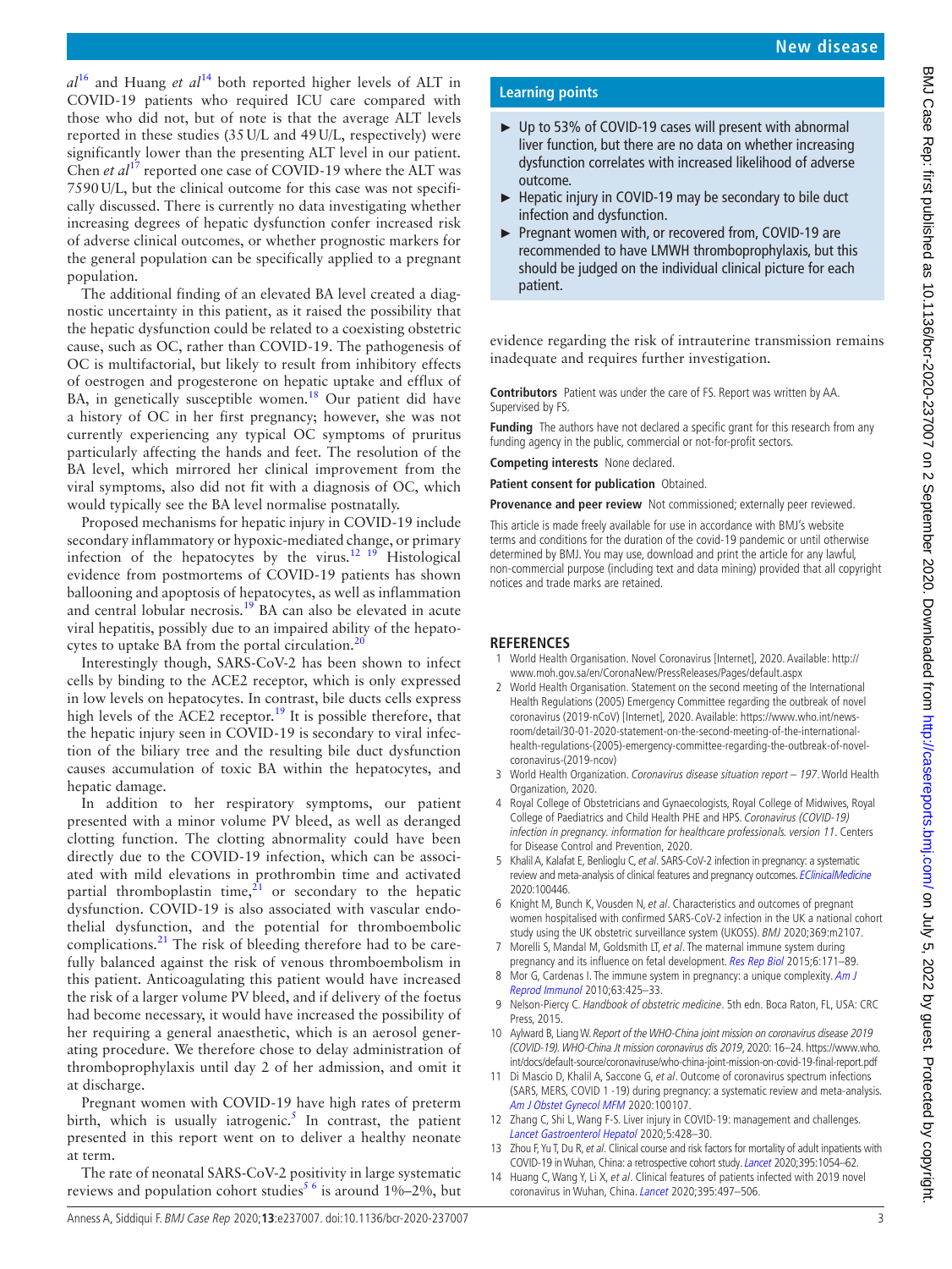*al*[16] and Huang *et al*[14] both reported higher levels of ALT in COVID-19 patients who required ICU care compared with those who did not, but of note is that the average ALT levels reported in these studies (35 U/L and 49 U/L, respectively) were significantly lower than the presenting ALT level in our patient. Chen *et al*[17] reported one case of COVID-19 where the ALT was 7590 U/L, but the clinical outcome for this case was not specifically discussed. There is currently no data investigating whether increasing degrees of hepatic dysfunction confer increased risk of adverse clinical outcomes, or whether prognostic markers for the general population can be specifically applied to a pregnant population.

The additional finding of an elevated BA level created a diagnostic uncertainty in this patient, as it raised the possibility that the hepatic dysfunction could be related to a coexisting obstetric cause, such as OC, rather than COVID-19. The pathogenesis of OC is multifactorial, but likely to result from inhibitory effects of oestrogen and progesterone on hepatic uptake and efflux of BA, in genetically susceptible women.[18] Our patient did have a history of OC in her first pregnancy; however, she was not currently experiencing any typical OC symptoms of pruritus particularly affecting the hands and feet. The resolution of the BA level, which mirrored her clinical improvement from the viral symptoms, also did not fit with a diagnosis of OC, which would typically see the BA level normalise postnatally.

Proposed mechanisms for hepatic injury in COVID-19 include secondary inflammatory or hypoxic-mediated change, or primary infection of the hepatocytes by the virus.[12 19] Histological evidence from postmortems of COVID-19 patients has shown ballooning and apoptosis of hepatocytes, as well as inflammation and central lobular necrosis.[19] BA can also be elevated in acute viral hepatitis, possibly due to an impaired ability of the hepatocytes to uptake BA from the portal circulation.[20]

Interestingly though, SARS-CoV-2 has been shown to infect cells by binding to the ACE2 receptor, which is only expressed in low levels on hepatocytes. In contrast, bile ducts cells express high levels of the ACE2 receptor.[19] It is possible therefore, that the hepatic injury seen in COVID-19 is secondary to viral infection of the biliary tree and the resulting bile duct dysfunction causes accumulation of toxic BA within the hepatocytes, and hepatic damage.

In addition to her respiratory symptoms, our patient presented with a minor volume PV bleed, as well as deranged clotting function. The clotting abnormality could have been directly due to the COVID-19 infection, which can be associated with mild elevations in prothrombin time and activated partial thromboplastin time,[21] or secondary to the hepatic dysfunction. COVID-19 is also associated with vascular endothelial dysfunction, and the potential for thromboembolic complications.[21] The risk of bleeding therefore had to be carefully balanced against the risk of venous thromboembolism in this patient. Anticoagulating this patient would have increased the risk of a larger volume PV bleed, and if delivery of the foetus had become necessary, it would have increased the possibility of her requiring a general anaesthetic, which is an aerosol generating procedure. We therefore chose to delay administration of thromboprophylaxis until day 2 of her admission, and omit it at discharge.

Pregnant women with COVID-19 have high rates of preterm birth, which is usually iatrogenic.[5] In contrast, the patient presented in this report went on to deliver a healthy neonate at term.

The rate of neonatal SARS-CoV-2 positivity in large systematic reviews and population cohort studies[5 6] is around 1%–2%, but evidence regarding the risk of intrauterine transmission remains inadequate and requires further investigation.

## Learning points

- Up to 53% of COVID-19 cases will present with abnormal liver function, but there are no data on whether increasing dysfunction correlates with increased likelihood of adverse outcome.
- Hepatic injury in COVID-19 may be secondary to bile duct infection and dysfunction.
- Pregnant women with, or recovered from, COVID-19 are recommended to have LMWH thromboprophylaxis, but this should be judged on the individual clinical picture for each patient.

**Contributors** Patient was under the care of FS. Report was written by AA. Supervised by FS.

**Funding** The authors have not declared a specific grant for this research from any funding agency in the public, commercial or not-for-profit sectors.

**Competing interests** None declared.

**Patient consent for publication** Obtained.

**Provenance and peer review** Not commissioned; externally peer reviewed.

This article is made freely available for use in accordance with BMJ's website terms and conditions for the duration of the covid-19 pandemic or until otherwise determined by BMJ. You may use, download and print the article for any lawful, non-commercial purpose (including text and data mining) provided that all copyright notices and trade marks are retained.

## REFERENCES

1. World Health Organisation. Novel Coronavirus [Internet], 2020. Available: http://www.moh.gov.sa/en/CoronaNew/PressReleases/Pages/default.aspx
2. World Health Organisation. Statement on the second meeting of the International Health Regulations (2005) Emergency Committee regarding the outbreak of novel coronavirus (2019-nCoV) [Internet], 2020. Available: https://www.who.int/news-room/detail/30-01-2020-statement-on-the-second-meeting-of-the-international-health-regulations-(2005)-emergency-committee-regarding-the-outbreak-of-novel-coronavirus-(2019-ncov)
3. World Health Organization. *Coronavirus disease situation report – 197*. World Health Organization, 2020.
4. Royal College of Obstetricians and Gynaecologists, Royal College of Midwives, Royal College of Paediatrics and Child Health PHE and HPS. *Coronavirus (COVID-19) infection in pregnancy. information for healthcare professionals. version 11*. Centers for Disease Control and Prevention, 2020.
5. Khalil A, Kalafat E, Benlioglu C, *et al*. SARS-CoV-2 infection in pregnancy: a systematic review and meta-analysis of clinical features and pregnancy outcomes. *EClinicalMedicine* 2020:100446.
6. Knight M, Bunch K, Vousden N, *et al*. Characteristics and outcomes of pregnant women hospitalised with confirmed SARS-CoV-2 infection in the UK a national cohort study using the UK obstetric surveillance system (UKOSS). *BMJ* 2020;369:m2107.
7. Morelli S, Mandal M, Goldsmith LT, *et al*. The maternal immune system during pregnancy and its influence on fetal development. *Res Rep Biol* 2015;6:171–89.
8. Mor G, Cardenas I. The immune system in pregnancy: a unique complexity. *Am J Reprod Immunol* 2010;63:425–33.
9. Nelson-Piercy C. *Handbook of obstetric medicine*. 5th edn. Boca Raton, FL, USA: CRC Press, 2015.
10. Aylward B, Liang W. *Report of the WHO-China joint mission on coronavirus disease 2019 (COVID-19). WHO-China Jt mission coronavirus dis 2019*, 2020: 16–24. https://www.who.int/docs/default-source/coronaviruse/who-china-joint-mission-on-covid-19-final-report.pdf
11. Di Mascio D, Khalil A, Saccone G, *et al*. Outcome of coronavirus spectrum infections (SARS, MERS, COVID 1 -19) during pregnancy: a systematic review and meta-analysis. *Am J Obstet Gynecol MFM* 2020:100107.
12. Zhang C, Shi L, Wang F-S. Liver injury in COVID-19: management and challenges. *Lancet Gastroenterol Hepatol* 2020;5:428–30.
13. Zhou F, Yu T, Du R, *et al*. Clinical course and risk factors for mortality of adult inpatients with COVID-19 in Wuhan, China: a retrospective cohort study. *Lancet* 2020;395:1054–62.
14. Huang C, Wang Y, Li X, *et al*. Clinical features of patients infected with 2019 novel coronavirus in Wuhan, China. *Lancet* 2020;395:497–506.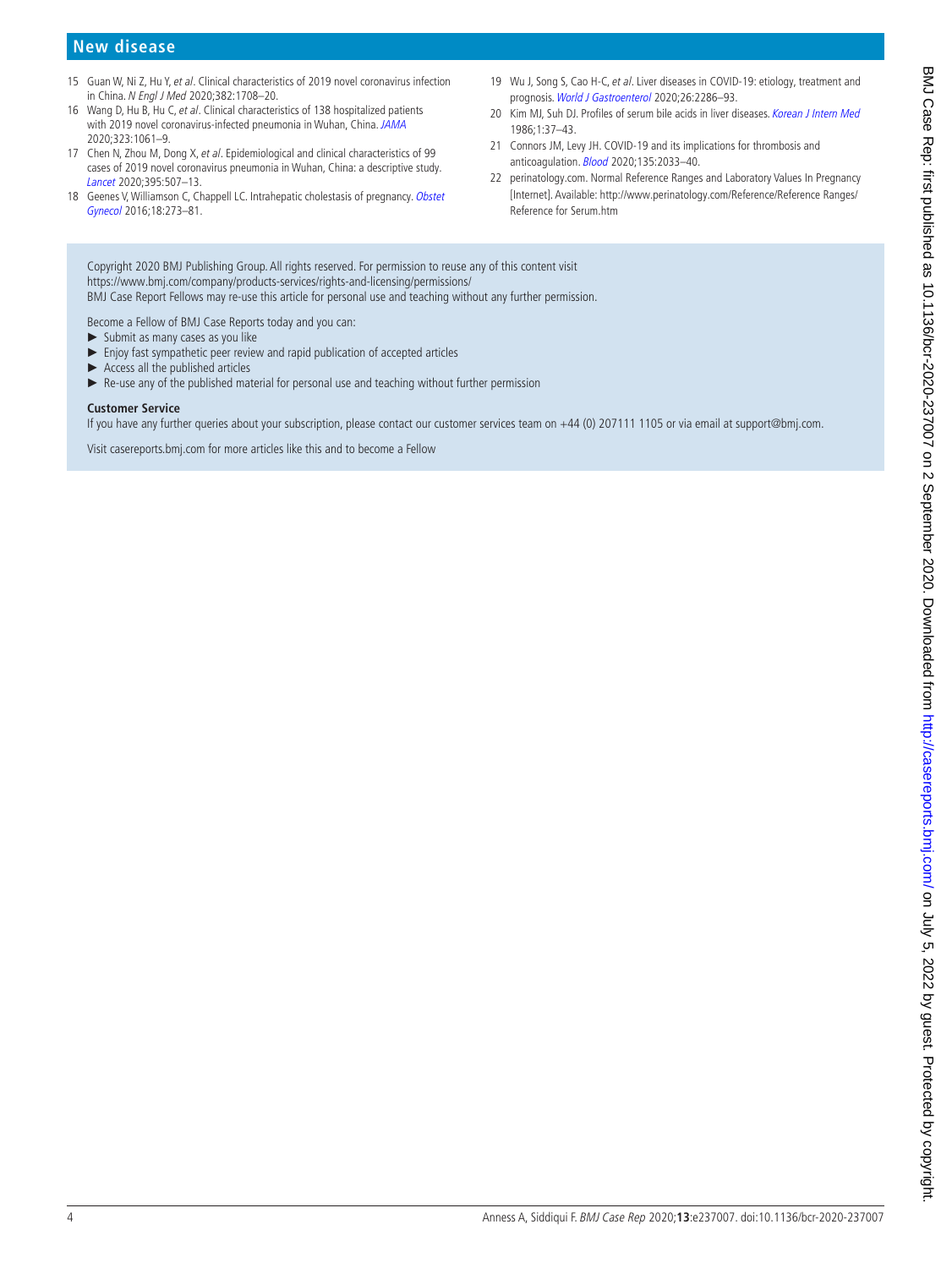15 Guan W, Ni Z, Hu Y, *et al*. Clinical characteristics of 2019 novel coronavirus infection in China. *N Engl J Med* 2020;382:1708–20.

16 Wang D, Hu B, Hu C, *et al*. Clinical characteristics of 138 hospitalized patients with 2019 novel coronavirus-infected pneumonia in Wuhan, China. *JAMA* 2020;323:1061–9.

17 Chen N, Zhou M, Dong X, *et al*. Epidemiological and clinical characteristics of 99 cases of 2019 novel coronavirus pneumonia in Wuhan, China: a descriptive study. *Lancet* 2020;395:507–13.

18 Geenes V, Williamson C, Chappell LC. Intrahepatic cholestasis of pregnancy. *Obstet Gynecol* 2016;18:273–81.

19 Wu J, Song S, Cao H-C, *et al*. Liver diseases in COVID-19: etiology, treatment and prognosis. *World J Gastroenterol* 2020;26:2286–93.

20 Kim MJ, Suh DJ. Profiles of serum bile acids in liver diseases. *Korean J Intern Med* 1986;1:37–43.

21 Connors JM, Levy JH. COVID-19 and its implications for thrombosis and anticoagulation. *Blood* 2020;135:2033–40.

22 perinatology.com. Normal Reference Ranges and Laboratory Values In Pregnancy [Internet]. Available: http://www.perinatology.com/Reference/Reference Ranges/Reference for Serum.htm

Copyright 2020 BMJ Publishing Group. All rights reserved. For permission to reuse any of this content visit https://www.bmj.com/company/products-services/rights-and-licensing/permissions/
BMJ Case Report Fellows may re-use this article for personal use and teaching without any further permission.

Become a Fellow of BMJ Case Reports today and you can:

- ► Submit as many cases as you like
- ► Enjoy fast sympathetic peer review and rapid publication of accepted articles
- ► Access all the published articles
- ► Re-use any of the published material for personal use and teaching without further permission

**Customer Service**

If you have any further queries about your subscription, please contact our customer services team on +44 (0) 207111 1105 or via email at support@bmj.com.

Visit casereports.bmj.com for more articles like this and to become a Fellow